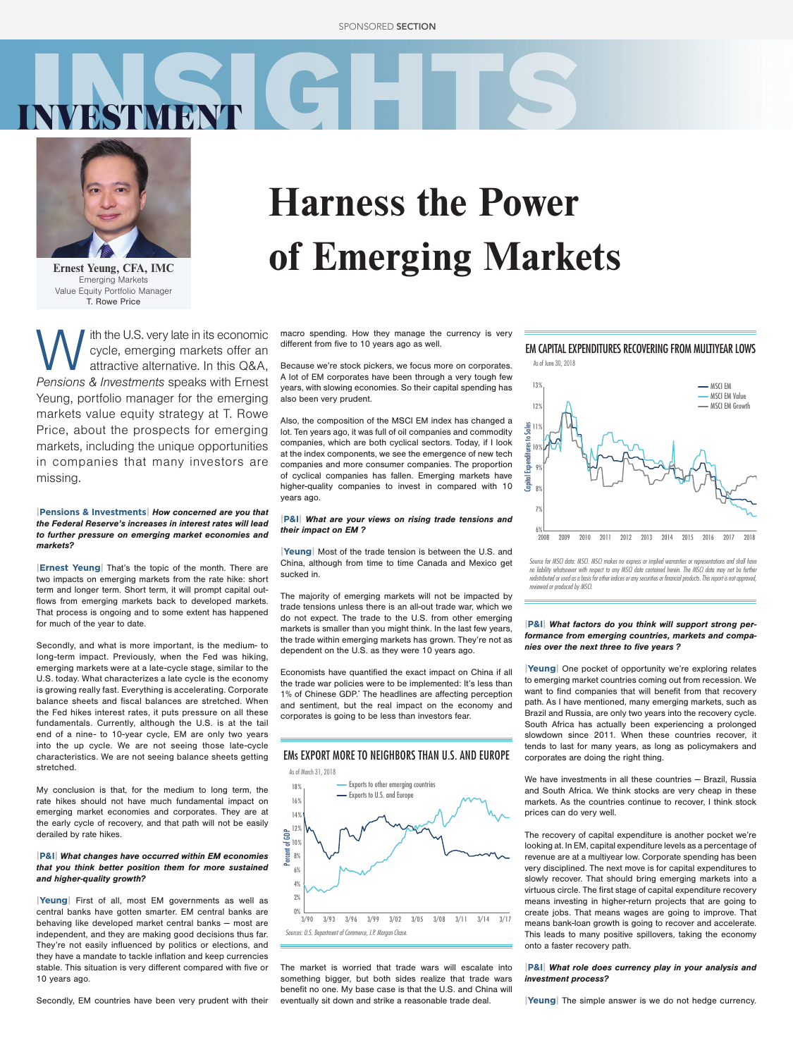SPONSORED SECTION

# INVESTMENT INSIGHTS

**Ernest Yeung, CFA, IMC**
Emerging Markets
Value Equity Portfolio Manager
T. Rowe Price

# Harness the Power of Emerging Markets

With the U.S. very late in its economic cycle, emerging markets offer an attractive alternative. In this Q&A, *Pensions & Investments* speaks with Ernest Yeung, portfolio manager for the emerging markets value equity strategy at T. Rowe Price, about the prospects for emerging markets, including the unique opportunities in companies that many investors are missing.

**|Pensions & Investments|** ***How concerned are you that the Federal Reserve's increases in interest rates will lead to further pressure on emerging market economies and markets?***

**|Ernest Yeung|** That's the topic of the month. There are two impacts on emerging markets from the rate hike: short term and longer term. Short term, it will prompt capital outflows from emerging markets back to developed markets. That process is ongoing and to some extent has happened for much of the year to date.

Secondly, and what is more important, is the medium- to long-term impact. Previously, when the Fed was hiking, emerging markets were at a late-cycle stage, similar to the U.S. today. What characterizes a late cycle is the economy is growing really fast. Everything is accelerating. Corporate balance sheets and fiscal balances are stretched. When the Fed hikes interest rates, it puts pressure on all these fundamentals. Currently, although the U.S. is at the tail end of a nine- to 10-year cycle, EM are only two years into the up cycle. We are not seeing those late-cycle characteristics. We are not seeing balance sheets getting stretched.

My conclusion is that, for the medium to long term, the rate hikes should not have much fundamental impact on emerging market economies and corporates. They are at the early cycle of recovery, and that path will not be easily derailed by rate hikes.

**|P&I|** ***What changes have occurred within EM economies that you think better position them for more sustained and higher-quality growth?***

**|Yeung|** First of all, most EM governments as well as central banks have gotten smarter. EM central banks are behaving like developed market central banks — most are independent, and they are making good decisions thus far. They're not easily influenced by politics or elections, and they have a mandate to tackle inflation and keep currencies stable. This situation is very different compared with five or 10 years ago.

Secondly, EM countries have been very prudent with their macro spending. How they manage the currency is very different from five to 10 years ago as well.

Because we're stock pickers, we focus more on corporates. A lot of EM corporates have been through a very tough few years, with slowing economies. So their capital spending has also been very prudent.

Also, the composition of the MSCI EM index has changed a lot. Ten years ago, it was full of oil companies and commodity companies, which are both cyclical sectors. Today, if I look at the index components, we see the emergence of new tech companies and more consumer companies. The proportion of cyclical companies has fallen. Emerging markets have higher-quality companies to invest in compared with 10 years ago.

**|P&I|** ***What are your views on rising trade tensions and their impact on EM ?***

**|Yeung|** Most of the trade tension is between the U.S. and China, although from time to time Canada and Mexico get sucked in.

The majority of emerging markets will not be impacted by trade tensions unless there is an all-out trade war, which we do not expect. The trade to the U.S. from other emerging markets is smaller than you might think. In the last few years, the trade within emerging markets has grown. They're not as dependent on the U.S. as they were 10 years ago.

Economists have quantified the exact impact on China if all the trade war policies were to be implemented: It's less than 1% of Chinese GDP.* The headlines are affecting perception and sentiment, but the real impact on the economy and corporates is going to be less than investors fear.

**EMs EXPORT MORE TO NEIGHBORS THAN U.S. AND EUROPE**

As of March 31, 2018

(Chart: Percent of GDP, 0%–18%, 3/90–3/17; series: Exports to other emerging countries; Exports to U.S. and Europe)

Sources: U.S. Department of Commerce, J.P. Morgan Chase.

The market is worried that trade wars will escalate into something bigger, but both sides realize that trade wars benefit no one. My base case is that the U.S. and China will eventually sit down and strike a reasonable trade deal.

**EM CAPITAL EXPENDITURES RECOVERING FROM MULTIYEAR LOWS**

As of June 30, 2018

(Chart: Capital Expenditures to Sales, 6%–13%, 2008–2018; series: MSCI EM; MSCI EM Value; MSCI EM Growth)

Source for MSCI data: MSCI. MSCI makes no express or implied warranties or representations and shall have no liability whatsoever with respect to any MSCI data contained herein. The MSCI data may not be further redistributed or used as a basis for other indices or any securities or financial products. This report is not approved, reviewed or produced by MSCI.

**|P&I|** ***What factors do you think will support strong performance from emerging countries, markets and companies over the next three to five years ?***

**|Yeung|** One pocket of opportunity we're exploring relates to emerging market countries coming out from recession. We want to find companies that will benefit from that recovery path. As I have mentioned, many emerging markets, such as Brazil and Russia, are only two years into the recovery cycle. South Africa has actually been experiencing a prolonged slowdown since 2011. When these countries recover, it tends to last for many years, as long as policymakers and corporates are doing the right thing.

We have investments in all these countries — Brazil, Russia and South Africa. We think stocks are very cheap in these markets. As the countries continue to recover, I think stock prices can do very well.

The recovery of capital expenditure is another pocket we're looking at. In EM, capital expenditure levels as a percentage of revenue are at a multiyear low. Corporate spending has been very disciplined. The next move is for capital expenditures to slowly recover. That should bring emerging markets into a virtuous circle. The first stage of capital expenditure recovery means investing in higher-return projects that are going to create jobs. That means wages are going to improve. That means bank-loan growth is going to recover and accelerate. This leads to many positive spillovers, taking the economy onto a faster recovery path.

**|P&I|** ***What role does currency play in your analysis and investment process?***

**|Yeung|** The simple answer is we do not hedge currency.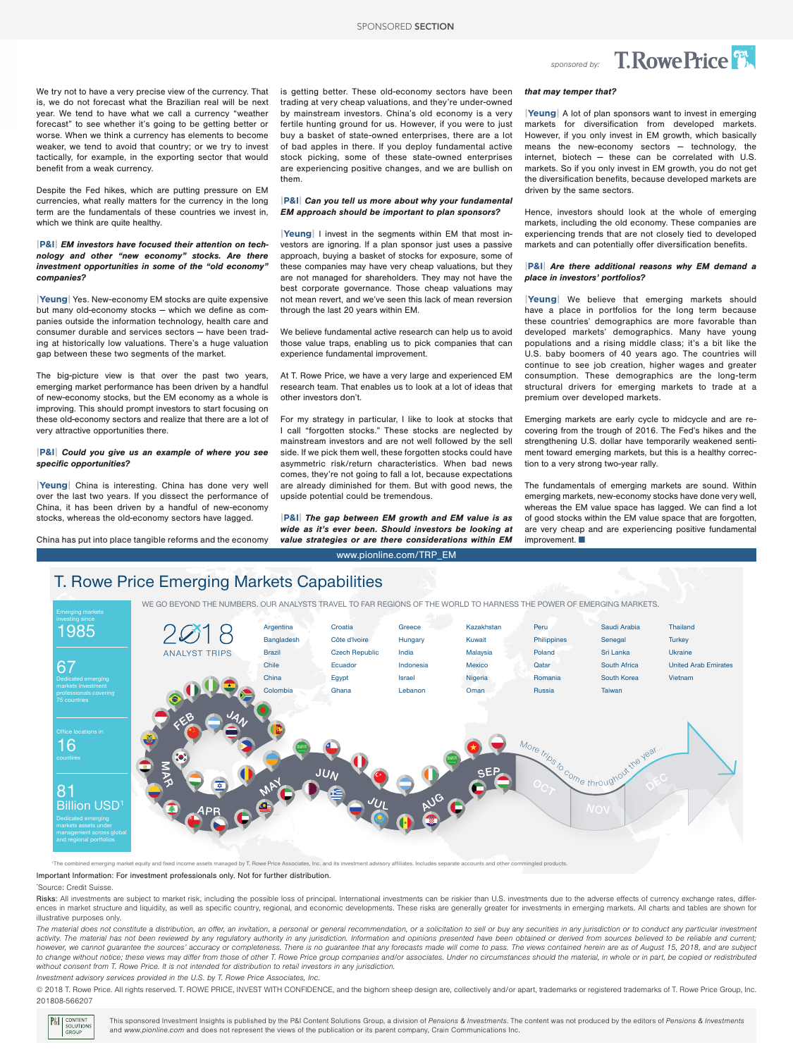sponsored by: T.RowePrice

We try not to have a very precise view of the currency. That is, we do not forecast what the Brazilian real will be next year. We tend to have what we call a currency "weather forecast" to see whether it's going to be getting better or worse. When we think a currency has elements to become weaker, we tend to avoid that country; or we try to invest tactically, for example, in the exporting sector that would benefit from a weak currency.

Despite the Fed hikes, which are putting pressure on EM currencies, what really matters for the currency in the long term are the fundamentals of these countries we invest in, which we think are quite healthy.

**|P&I| *EM investors have focused their attention on technology and other "new economy" stocks. Are there investment opportunities in some of the "old economy" companies?***

**|Yeung|** Yes. New-economy EM stocks are quite expensive but many old-economy stocks — which we define as companies outside the information technology, health care and consumer durable and services sectors — have been trading at historically low valuations. There's a huge valuation gap between these two segments of the market.

The big-picture view is that over the past two years, emerging market performance has been driven by a handful of new-economy stocks, but the EM economy as a whole is improving. This should prompt investors to start focusing on these old-economy sectors and realize that there are a lot of very attractive opportunities there.

**|P&I| *Could you give us an example of where you see specific opportunities?***

**|Yeung|** China is interesting. China has done very well over the last two years. If you dissect the performance of China, it has been driven by a handful of new-economy stocks, whereas the old-economy sectors have lagged.

China has put into place tangible reforms and the economy is getting better. These old-economy sectors have been trading at very cheap valuations, and they're under-owned by mainstream investors. China's old economy is a very fertile hunting ground for us. However, if you were to just buy a basket of state-owned enterprises, there are a lot of bad apples in there. If you deploy fundamental active stock picking, some of these state-owned enterprises are experiencing positive changes, and we are bullish on them.

**|P&I| *Can you tell us more about why your fundamental EM approach should be important to plan sponsors?***

**|Yeung|** I invest in the segments within EM that most investors are ignoring. If a plan sponsor just uses a passive approach, buying a basket of stocks for exposure, some of these companies may have very cheap valuations, but they are not managed for shareholders. They may not have the best corporate governance. Those cheap valuations may not mean revert, and we've seen this lack of mean reversion through the last 20 years within EM.

We believe fundamental active research can help us to avoid those value traps, enabling us to pick companies that can experience fundamental improvement.

At T. Rowe Price, we have a very large and experienced EM research team. That enables us to look at a lot of ideas that other investors don't.

For my strategy in particular, I like to look at stocks that I call "forgotten stocks." These stocks are neglected by mainstream investors and are not well followed by the sell side. If we pick them well, these forgotten stocks could have asymmetric risk/return characteristics. When bad news comes, they're not going to fall a lot, because expectations are already diminished for them. But with good news, the upside potential could be tremendous.

**|P&I| *The gap between EM growth and EM value is as wide as it's ever been. Should investors be looking at value strategies or are there considerations within EM that may temper that?***

**|Yeung|** A lot of plan sponsors want to invest in emerging markets for diversification from developed markets. However, if you only invest in EM growth, which basically means the new-economy sectors — technology, the internet, biotech — these can be correlated with U.S. markets. So if you only invest in EM growth, you do not get the diversification benefits, because developed markets are driven by the same sectors.

Hence, investors should look at the whole of emerging markets, including the old economy. These companies are experiencing trends that are not closely tied to developed markets and can potentially offer diversification benefits.

**|P&I| *Are there additional reasons why EM demand a place in investors' portfolios?***

**|Yeung|** We believe that emerging markets should have a place in portfolios for the long term because these countries' demographics are more favorable than developed markets' demographics. Many have young populations and a rising middle class; it's a bit like the U.S. baby boomers of 40 years ago. The countries will continue to see job creation, higher wages and greater consumption. These demographics are the long-term structural drivers for emerging markets to trade at a premium over developed markets.

Emerging markets are early cycle to midcycle and are recovering from the trough of 2016. The Fed's hikes and the strengthening U.S. dollar have temporarily weakened sentiment toward emerging markets, but this is a healthy correction to a very strong two-year rally.

The fundamentals of emerging markets are sound. Within emerging markets, new-economy stocks have done very well, whereas the EM value space has lagged. We can find a lot of good stocks within the EM value space that are forgotten, are very cheap and are experiencing positive fundamental improvement. ■

www.pionline.com/TRP_EM

## T. Rowe Price Emerging Markets Capabilities

WE GO BEYOND THE NUMBERS. OUR ANALYSTS TRAVEL TO FAR REGIONS OF THE WORLD TO HARNESS THE POWER OF EMERGING MARKETS.

Emerging markets investing since **1985**

**67** Dedicated emerging markets investment professionals covering 75 countries

Office locations in **16** countries

**81** Billion USD[1] Dedicated emerging markets assets under management across global and regional portfolios

2018 ANALYST TRIPS

Argentina, Bangladesh, Brazil, Chile, China, Colombia, Croatia, Côte d'Ivoire, Czech Republic, Ecuador, Egypt, Ghana, Greece, Hungary, India, Indonesia, Israel, Lebanon, Kazakhstan, Kuwait, Malaysia, Mexico, Nigeria, Oman, Peru, Philippines, Poland, Qatar, Romania, Russia, Saudi Arabia, Senegal, Sri Lanka, South Africa, South Korea, Taiwan, Thailand, Turkey, Ukraine, United Arab Emirates, Vietnam

JAN FEB MAR APR MAY JUN JUL AUG SEP OCT NOV DEC

More trips to come throughout the year...

[1]The combined emerging market equity and fixed income assets managed by T. Rowe Price Associates, Inc. and its investment advisory affiliates. Includes separate accounts and other commingled products.

Important Information: For investment professionals only. Not for further distribution.

*Source: Credit Suisse.

Risks: All investments are subject to market risk, including the possible loss of principal. International investments can be riskier than U.S. investments due to the adverse effects of currency exchange rates, differences in market structure and liquidity, as well as specific country, regional, and economic developments. These risks are generally greater for investments in emerging markets. All charts and tables are shown for illustrative purposes only.

*The material does not constitute a distribution, an offer, an invitation, a personal or general recommendation, or a solicitation to sell or buy any securities in any jurisdiction or to conduct any particular investment activity. The material has not been reviewed by any regulatory authority in any jurisdiction. Information and opinions presented have been obtained or derived from sources believed to be reliable and current; however, we cannot guarantee the sources' accuracy or completeness. There is no guarantee that any forecasts made will come to pass. The views contained herein are as of August 15, 2018, and are subject to change without notice; these views may differ from those of other T. Rowe Price group companies and/or associates. Under no circumstances should the material, in whole or in part, be copied or redistributed without consent from T. Rowe Price. It is not intended for distribution to retail investors in any jurisdiction.*

*Investment advisory services provided in the U.S. by T. Rowe Price Associates, Inc.*

© 2018 T. Rowe Price. All rights reserved. T. ROWE PRICE, INVEST WITH CONFIDENCE, and the bighorn sheep design are, collectively and/or apart, trademarks or registered trademarks of T. Rowe Price Group, Inc.
201808-566207

This sponsored Investment Insights is published by the P&I Content Solutions Group, a division of *Pensions & Investments*. The content was not produced by the editors of *Pensions & Investments* and *www.pionline.com* and does not represent the views of the publication or its parent company, Crain Communications Inc.